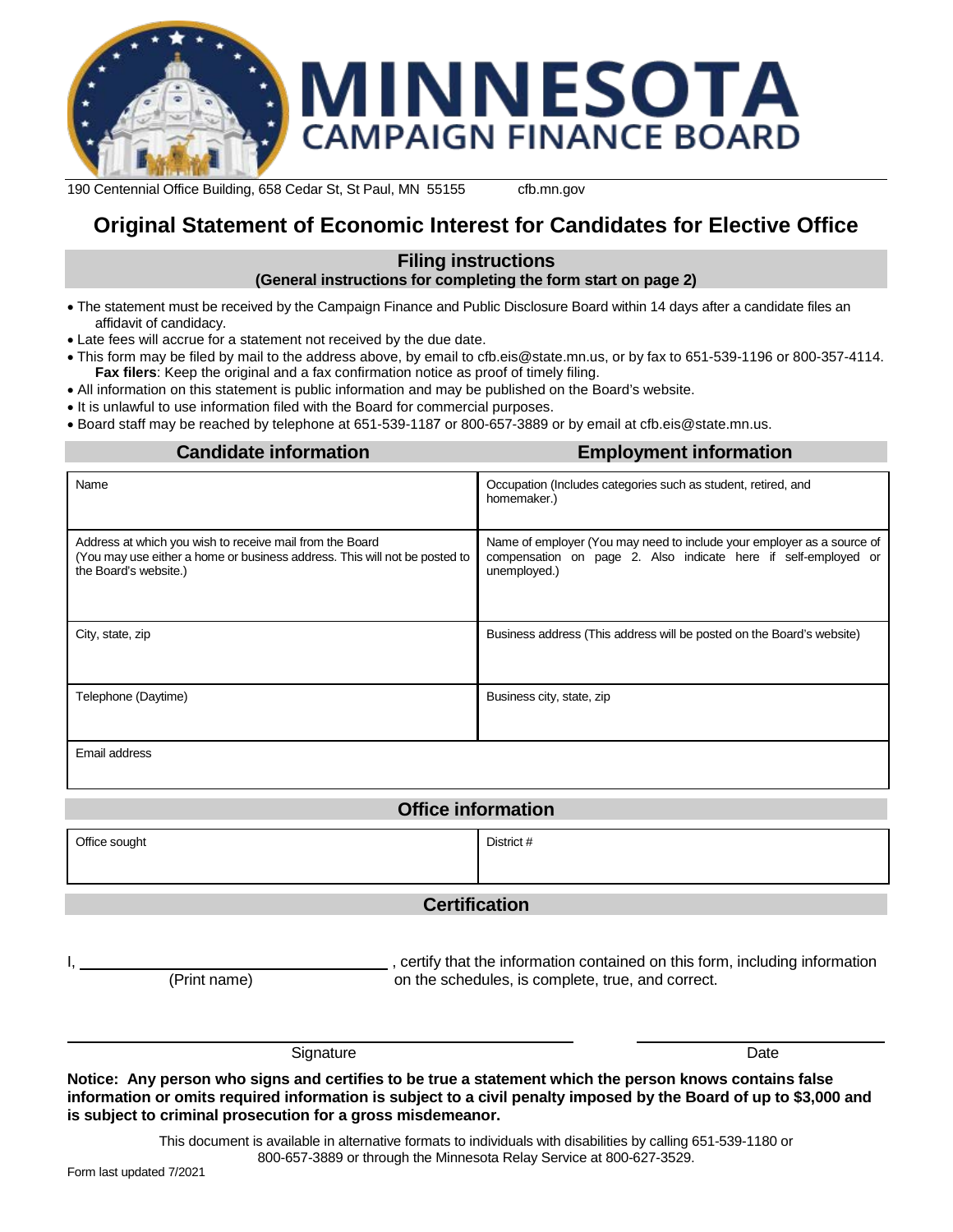# MINNESOTA CAMPAIGN FINANCE BOARD

190 Centennial Office Building, 658 Cedar St, St Paul, MN 55155    cfb.mn.gov

## Original Statement of Economic Interest for Candidates for Elective Office

### Filing instructions

**(General instructions for completing the form start on page 2)**

- The statement must be received by the Campaign Finance and Public Disclosure Board within 14 days after a candidate files an affidavit of candidacy.
- Late fees will accrue for a statement not received by the due date.
- This form may be filed by mail to the address above, by email to cfb.eis@state.mn.us, or by fax to 651-539-1196 or 800-357-4114. **Fax filers**: Keep the original and a fax confirmation notice as proof of timely filing.
- All information on this statement is public information and may be published on the Board's website.
- It is unlawful to use information filed with the Board for commercial purposes.
- Board staff may be reached by telephone at 651-539-1187 or 800-657-3889 or by email at cfb.eis@state.mn.us.

| Candidate information | Employment information |
|---|---|
| Name | Occupation (Includes categories such as student, retired, and homemaker.) |
| Address at which you wish to receive mail from the Board (You may use either a home or business address. This will not be posted to the Board's website.) | Name of employer (You may need to include your employer as a source of compensation on page 2. Also indicate here if self-employed or unemployed.) |
| City, state, zip | Business address (This address will be posted on the Board's website) |
| Telephone (Daytime) | Business city, state, zip |
| Email address | |

### Office information

| Office sought | District # |
|---|---|
| | |

### Certification

I, ______________________ (Print name), certify that the information contained on this form, including information on the schedules, is complete, true, and correct.

______________________ Signature    ______________ Date

**Notice: Any person who signs and certifies to be true a statement which the person knows contains false information or omits required information is subject to a civil penalty imposed by the Board of up to $3,000 and is subject to criminal prosecution for a gross misdemeanor.**

This document is available in alternative formats to individuals with disabilities by calling 651-539-1180 or 800-657-3889 or through the Minnesota Relay Service at 800-627-3529.

Form last updated 7/2021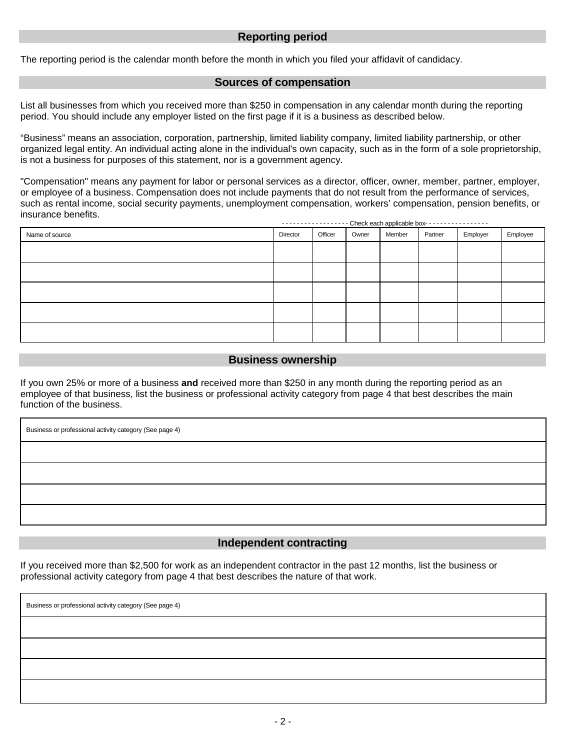## Reporting period

The reporting period is the calendar month before the month in which you filed your affidavit of candidacy.

## Sources of compensation

List all businesses from which you received more than $250 in compensation in any calendar month during the reporting period. You should include any employer listed on the first page if it is a business as described below.

“Business” means an association, corporation, partnership, limited liability company, limited liability partnership, or other organized legal entity. An individual acting alone in the individual's own capacity, such as in the form of a sole proprietorship, is not a business for purposes of this statement, nor is a government agency.

"Compensation" means any payment for labor or personal services as a director, officer, owner, member, partner, employer, or employee of a business. Compensation does not include payments that do not result from the performance of services, such as rental income, social security payments, unemployment compensation, workers’ compensation, pension benefits, or insurance benefits.

| | ------------------ Check each applicable box- ---------------- | | | | | | |
|---|---|---|---|---|---|---|---|
| Name of source | Director | Officer | Owner | Member | Partner | Employer | Employee |
| | | | | | | | |
| | | | | | | | |
| | | | | | | | |
| | | | | | | | |
| | | | | | | | |

## Business ownership

If you own 25% or more of a business **and** received more than $250 in any month during the reporting period as an employee of that business, list the business or professional activity category from page 4 that best describes the main function of the business.

| Business or professional activity category (See page 4) |
|---|
| |
| |
| |
| |

## Independent contracting

If you received more than $2,500 for work as an independent contractor in the past 12 months, list the business or professional activity category from page 4 that best describes the nature of that work.

| Business or professional activity category (See page 4) |
|---|
| |
| |
| |
| |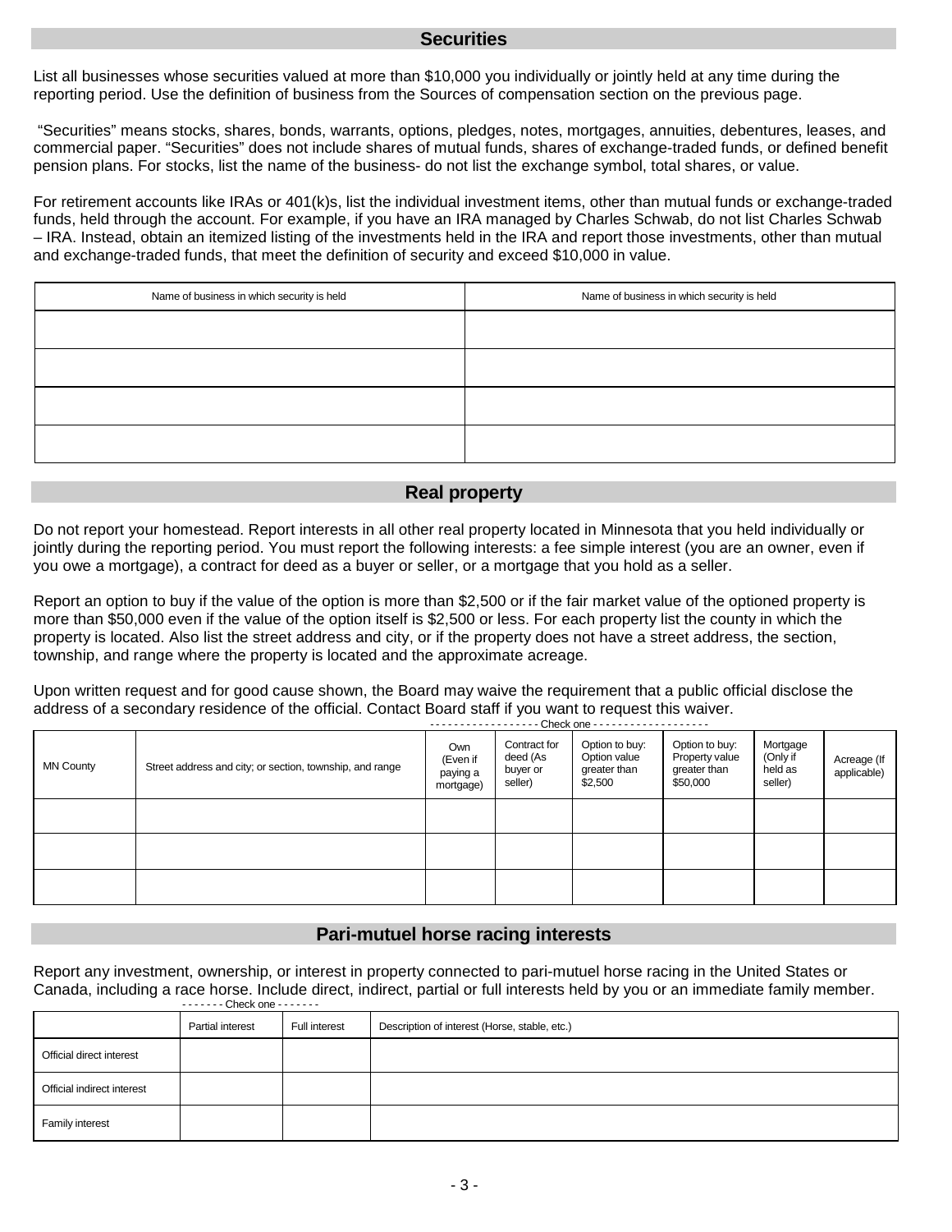## Securities

List all businesses whose securities valued at more than $10,000 you individually or jointly held at any time during the reporting period. Use the definition of business from the Sources of compensation section on the previous page.

"Securities" means stocks, shares, bonds, warrants, options, pledges, notes, mortgages, annuities, debentures, leases, and commercial paper. "Securities" does not include shares of mutual funds, shares of exchange-traded funds, or defined benefit pension plans. For stocks, list the name of the business- do not list the exchange symbol, total shares, or value.

For retirement accounts like IRAs or 401(k)s, list the individual investment items, other than mutual funds or exchange-traded funds, held through the account. For example, if you have an IRA managed by Charles Schwab, do not list Charles Schwab – IRA. Instead, obtain an itemized listing of the investments held in the IRA and report those investments, other than mutual and exchange-traded funds, that meet the definition of security and exceed $10,000 in value.

| Name of business in which security is held | Name of business in which security is held |
|---|---|
| | |
| | |
| | |
| | |

## Real property

Do not report your homestead. Report interests in all other real property located in Minnesota that you held individually or jointly during the reporting period. You must report the following interests: a fee simple interest (you are an owner, even if you owe a mortgage), a contract for deed as a buyer or seller, or a mortgage that you hold as a seller.

Report an option to buy if the value of the option is more than $2,500 or if the fair market value of the optioned property is more than $50,000 even if the value of the option itself is $2,500 or less. For each property list the county in which the property is located. Also list the street address and city, or if the property does not have a street address, the section, township, and range where the property is located and the approximate acreage.

Upon written request and for good cause shown, the Board may waive the requirement that a public official disclose the address of a secondary residence of the official. Contact Board staff if you want to request this waiver.

| | | Check one | | | | | |
|---|---|---|---|---|---|---|---|
| MN County | Street address and city; or section, township, and range | Own (Even if paying a mortgage) | Contract for deed (As buyer or seller) | Option to buy: Option value greater than $2,500 | Option to buy: Property value greater than $50,000 | Mortgage (Only if held as seller) | Acreage (If applicable) |
| | | | | | | | |
| | | | | | | | |
| | | | | | | | |

## Pari-mutuel horse racing interests

Report any investment, ownership, or interest in property connected to pari-mutuel horse racing in the United States or Canada, including a race horse. Include direct, indirect, partial or full interests held by you or an immediate family member.

| | Check one | | |
|---|---|---|---|
| | Partial interest | Full interest | Description of interest (Horse, stable, etc.) |
| Official direct interest | | | |
| Official indirect interest | | | |
| Family interest | | | |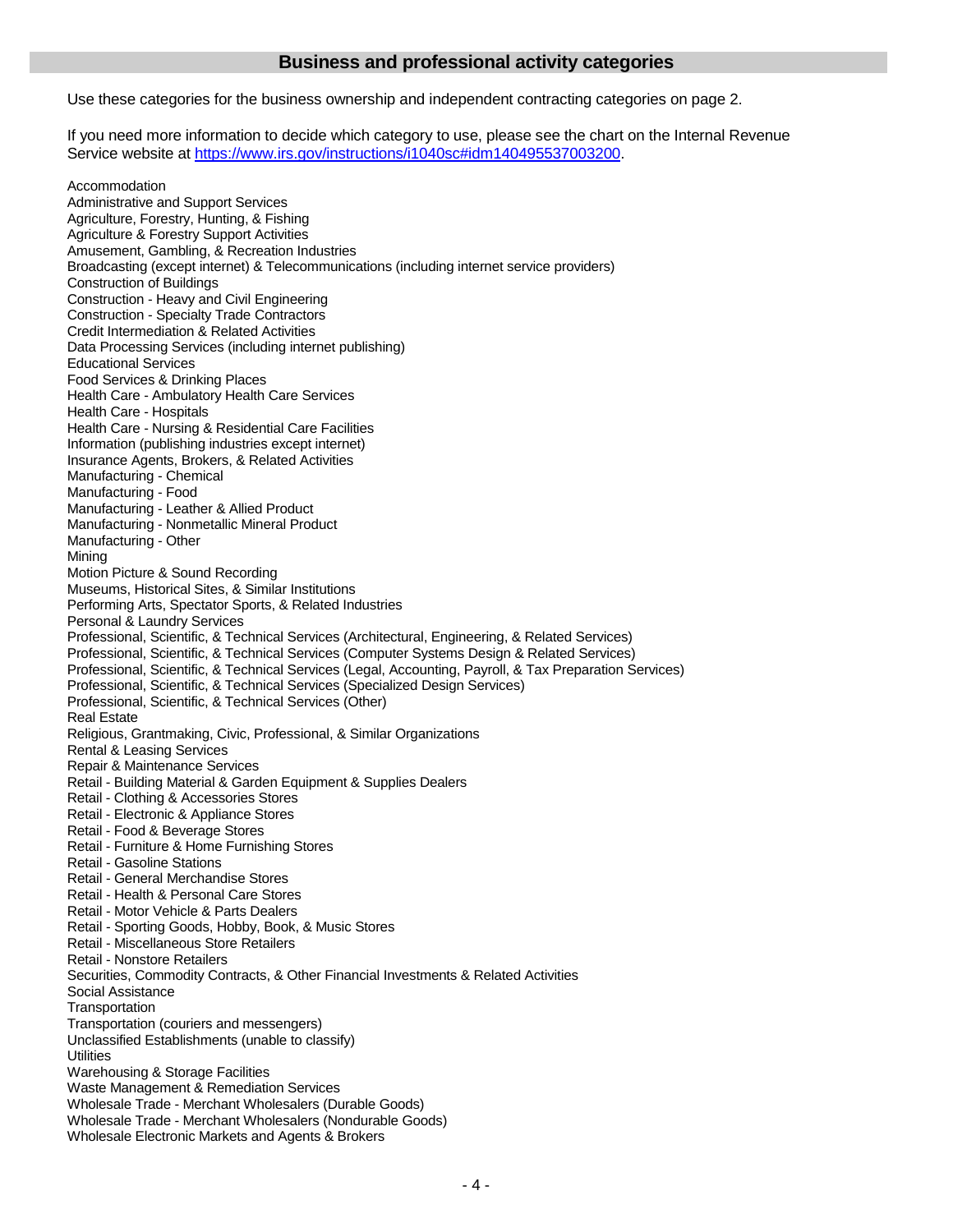## Business and professional activity categories

Use these categories for the business ownership and independent contracting categories on page 2.

If you need more information to decide which category to use, please see the chart on the Internal Revenue Service website at https://www.irs.gov/instructions/i1040sc#idm140495537003200.

Accommodation
Administrative and Support Services
Agriculture, Forestry, Hunting, & Fishing
Agriculture & Forestry Support Activities
Amusement, Gambling, & Recreation Industries
Broadcasting (except internet) & Telecommunications (including internet service providers)
Construction of Buildings
Construction - Heavy and Civil Engineering
Construction - Specialty Trade Contractors
Credit Intermediation & Related Activities
Data Processing Services (including internet publishing)
Educational Services
Food Services & Drinking Places
Health Care - Ambulatory Health Care Services
Health Care - Hospitals
Health Care - Nursing & Residential Care Facilities
Information (publishing industries except internet)
Insurance Agents, Brokers, & Related Activities
Manufacturing - Chemical
Manufacturing - Food
Manufacturing - Leather & Allied Product
Manufacturing - Nonmetallic Mineral Product
Manufacturing - Other
Mining
Motion Picture & Sound Recording
Museums, Historical Sites, & Similar Institutions
Performing Arts, Spectator Sports, & Related Industries
Personal & Laundry Services
Professional, Scientific, & Technical Services (Architectural, Engineering, & Related Services)
Professional, Scientific, & Technical Services (Computer Systems Design & Related Services)
Professional, Scientific, & Technical Services (Legal, Accounting, Payroll, & Tax Preparation Services)
Professional, Scientific, & Technical Services (Specialized Design Services)
Professional, Scientific, & Technical Services (Other)
Real Estate
Religious, Grantmaking, Civic, Professional, & Similar Organizations
Rental & Leasing Services
Repair & Maintenance Services
Retail - Building Material & Garden Equipment & Supplies Dealers
Retail - Clothing & Accessories Stores
Retail - Electronic & Appliance Stores
Retail - Food & Beverage Stores
Retail - Furniture & Home Furnishing Stores
Retail - Gasoline Stations
Retail - General Merchandise Stores
Retail - Health & Personal Care Stores
Retail - Motor Vehicle & Parts Dealers
Retail - Sporting Goods, Hobby, Book, & Music Stores
Retail - Miscellaneous Store Retailers
Retail - Nonstore Retailers
Securities, Commodity Contracts, & Other Financial Investments & Related Activities
Social Assistance
Transportation
Transportation (couriers and messengers)
Unclassified Establishments (unable to classify)
Utilities
Warehousing & Storage Facilities
Waste Management & Remediation Services
Wholesale Trade - Merchant Wholesalers (Durable Goods)
Wholesale Trade - Merchant Wholesalers (Nondurable Goods)
Wholesale Electronic Markets and Agents & Brokers